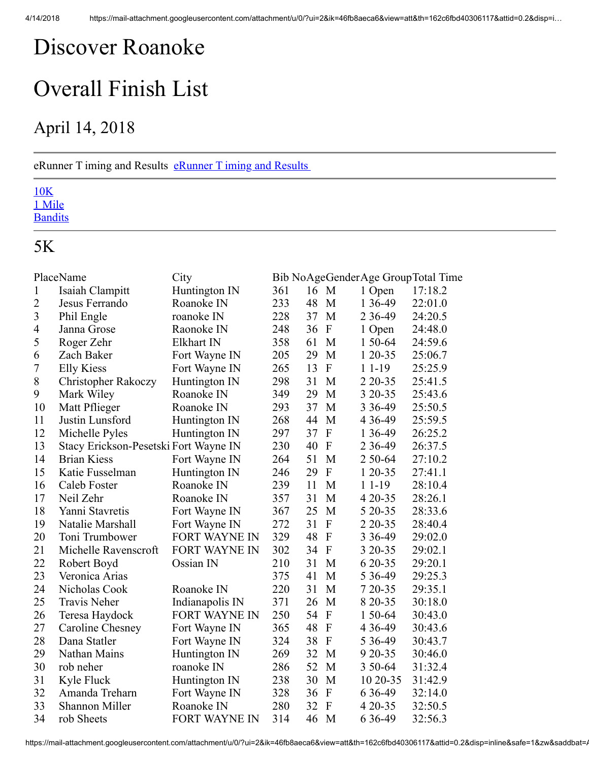# Discover Roanoke

# Overall Finish List

## April 14, 2018

eRunner T iming and Results [eRunner T iming and Results](#)

[10K](#)
[1 Mile](#)
[Bandits](#)

## 5K

| Place | Name | City | Bib No | Age | Gender | Age Group | Total Time |
|---|---|---|---|---|---|---|---|
| 1 | Isaiah Clampitt | Huntington IN | 361 | 16 | M | 1 Open | 17:18.2 |
| 2 | Jesus Ferrando | Roanoke IN | 233 | 48 | M | 1 36-49 | 22:01.0 |
| 3 | Phil Engle | roanoke IN | 228 | 37 | M | 2 36-49 | 24:20.5 |
| 4 | Janna Grose | Raonoke IN | 248 | 36 | F | 1 Open | 24:48.0 |
| 5 | Roger Zehr | Elkhart IN | 358 | 61 | M | 1 50-64 | 24:59.6 |
| 6 | Zach Baker | Fort Wayne IN | 205 | 29 | M | 1 20-35 | 25:06.7 |
| 7 | Elly Kiess | Fort Wayne IN | 265 | 13 | F | 1 1-19 | 25:25.9 |
| 8 | Christopher Rakoczy | Huntington IN | 298 | 31 | M | 2 20-35 | 25:41.5 |
| 9 | Mark Wiley | Roanoke IN | 349 | 29 | M | 3 20-35 | 25:43.6 |
| 10 | Matt Pflieger | Roanoke IN | 293 | 37 | M | 3 36-49 | 25:50.5 |
| 11 | Justin Lunsford | Huntington IN | 268 | 44 | M | 4 36-49 | 25:59.5 |
| 12 | Michelle Pyles | Huntington IN | 297 | 37 | F | 1 36-49 | 26:25.2 |
| 13 | Stacy Erickson-Pesetski | Fort Wayne IN | 230 | 40 | F | 2 36-49 | 26:37.5 |
| 14 | Brian Kiess | Fort Wayne IN | 264 | 51 | M | 2 50-64 | 27:10.2 |
| 15 | Katie Fusselman | Huntington IN | 246 | 29 | F | 1 20-35 | 27:41.1 |
| 16 | Caleb Foster | Roanoke IN | 239 | 11 | M | 1 1-19 | 28:10.4 |
| 17 | Neil Zehr | Roanoke IN | 357 | 31 | M | 4 20-35 | 28:26.1 |
| 18 | Yanni Stavretis | Fort Wayne IN | 367 | 25 | M | 5 20-35 | 28:33.6 |
| 19 | Natalie Marshall | Fort Wayne IN | 272 | 31 | F | 2 20-35 | 28:40.4 |
| 20 | Toni Trumbower | FORT WAYNE IN | 329 | 48 | F | 3 36-49 | 29:02.0 |
| 21 | Michelle Ravenscroft | FORT WAYNE IN | 302 | 34 | F | 3 20-35 | 29:02.1 |
| 22 | Robert Boyd | Ossian IN | 210 | 31 | M | 6 20-35 | 29:20.1 |
| 23 | Veronica Arias | | 375 | 41 | M | 5 36-49 | 29:25.3 |
| 24 | Nicholas Cook | Roanoke IN | 220 | 31 | M | 7 20-35 | 29:35.1 |
| 25 | Travis Neher | Indianapolis IN | 371 | 26 | M | 8 20-35 | 30:18.0 |
| 26 | Teresa Haydock | FORT WAYNE IN | 250 | 54 | F | 1 50-64 | 30:43.0 |
| 27 | Caroline Chesney | Fort Wayne IN | 365 | 48 | F | 4 36-49 | 30:43.6 |
| 28 | Dana Statler | Fort Wayne IN | 324 | 38 | F | 5 36-49 | 30:43.7 |
| 29 | Nathan Mains | Huntington IN | 269 | 32 | M | 9 20-35 | 30:46.0 |
| 30 | rob neher | roanoke IN | 286 | 52 | M | 3 50-64 | 31:32.4 |
| 31 | Kyle Fluck | Huntington IN | 238 | 30 | M | 10 20-35 | 31:42.9 |
| 32 | Amanda Treharn | Fort Wayne IN | 328 | 36 | F | 6 36-49 | 32:14.0 |
| 33 | Shannon Miller | Roanoke IN | 280 | 32 | F | 4 20-35 | 32:50.5 |
| 34 | rob Sheets | FORT WAYNE IN | 314 | 46 | M | 6 36-49 | 32:56.3 |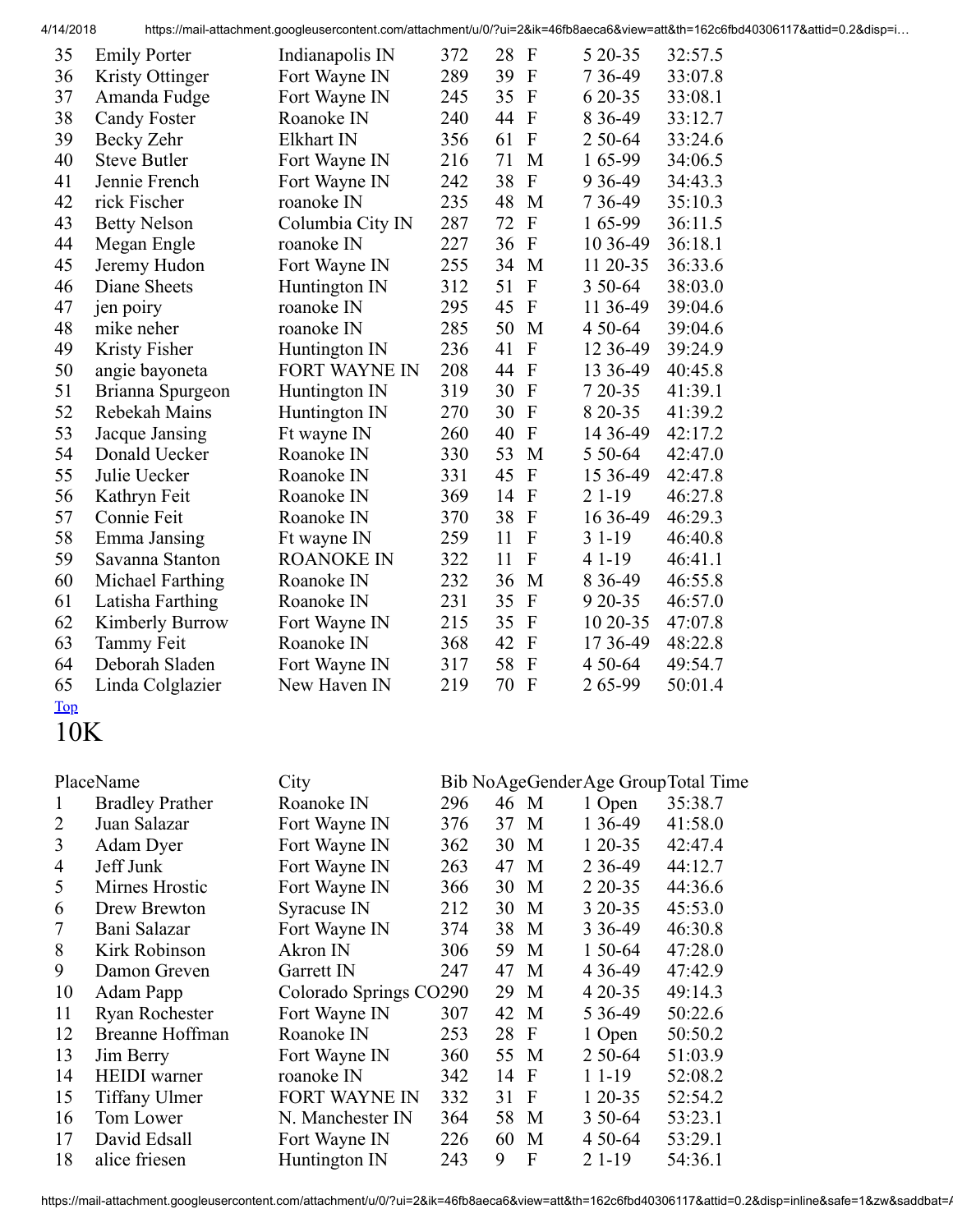| | | | | | | | |
|---|---|---|---|---|---|---|---|
| 35 | Emily Porter | Indianapolis IN | 372 | 28 | F | 5 20-35 | 32:57.5 |
| 36 | Kristy Ottinger | Fort Wayne IN | 289 | 39 | F | 7 36-49 | 33:07.8 |
| 37 | Amanda Fudge | Fort Wayne IN | 245 | 35 | F | 6 20-35 | 33:08.1 |
| 38 | Candy Foster | Roanoke IN | 240 | 44 | F | 8 36-49 | 33:12.7 |
| 39 | Becky Zehr | Elkhart IN | 356 | 61 | F | 2 50-64 | 33:24.6 |
| 40 | Steve Butler | Fort Wayne IN | 216 | 71 | M | 1 65-99 | 34:06.5 |
| 41 | Jennie French | Fort Wayne IN | 242 | 38 | F | 9 36-49 | 34:43.3 |
| 42 | rick Fischer | roanoke IN | 235 | 48 | M | 7 36-49 | 35:10.3 |
| 43 | Betty Nelson | Columbia City IN | 287 | 72 | F | 1 65-99 | 36:11.5 |
| 44 | Megan Engle | roanoke IN | 227 | 36 | F | 10 36-49 | 36:18.1 |
| 45 | Jeremy Hudon | Fort Wayne IN | 255 | 34 | M | 11 20-35 | 36:33.6 |
| 46 | Diane Sheets | Huntington IN | 312 | 51 | F | 3 50-64 | 38:03.0 |
| 47 | jen poiry | roanoke IN | 295 | 45 | F | 11 36-49 | 39:04.6 |
| 48 | mike neher | roanoke IN | 285 | 50 | M | 4 50-64 | 39:04.6 |
| 49 | Kristy Fisher | Huntington IN | 236 | 41 | F | 12 36-49 | 39:24.9 |
| 50 | angie bayoneta | FORT WAYNE IN | 208 | 44 | F | 13 36-49 | 40:45.8 |
| 51 | Brianna Spurgeon | Huntington IN | 319 | 30 | F | 7 20-35 | 41:39.1 |
| 52 | Rebekah Mains | Huntington IN | 270 | 30 | F | 8 20-35 | 41:39.2 |
| 53 | Jacque Jansing | Ft wayne IN | 260 | 40 | F | 14 36-49 | 42:17.2 |
| 54 | Donald Uecker | Roanoke IN | 330 | 53 | M | 5 50-64 | 42:47.0 |
| 55 | Julie Uecker | Roanoke IN | 331 | 45 | F | 15 36-49 | 42:47.8 |
| 56 | Kathryn Feit | Roanoke IN | 369 | 14 | F | 2 1-19 | 46:27.8 |
| 57 | Connie Feit | Roanoke IN | 370 | 38 | F | 16 36-49 | 46:29.3 |
| 58 | Emma Jansing | Ft wayne IN | 259 | 11 | F | 3 1-19 | 46:40.8 |
| 59 | Savanna Stanton | ROANOKE IN | 322 | 11 | F | 4 1-19 | 46:41.1 |
| 60 | Michael Farthing | Roanoke IN | 232 | 36 | M | 8 36-49 | 46:55.8 |
| 61 | Latisha Farthing | Roanoke IN | 231 | 35 | F | 9 20-35 | 46:57.0 |
| 62 | Kimberly Burrow | Fort Wayne IN | 215 | 35 | F | 10 20-35 | 47:07.8 |
| 63 | Tammy Feit | Roanoke IN | 368 | 42 | F | 17 36-49 | 48:22.8 |
| 64 | Deborah Sladen | Fort Wayne IN | 317 | 58 | F | 4 50-64 | 49:54.7 |
| 65 | Linda Colglazier | New Haven IN | 219 | 70 | F | 2 65-99 | 50:01.4 |

Top

# 10K

| Place | Name | City | Bib No | Age | Gender | Age Group | Total Time |
|---|---|---|---|---|---|---|---|
| 1 | Bradley Prather | Roanoke IN | 296 | 46 | M | 1 Open | 35:38.7 |
| 2 | Juan Salazar | Fort Wayne IN | 376 | 37 | M | 1 36-49 | 41:58.0 |
| 3 | Adam Dyer | Fort Wayne IN | 362 | 30 | M | 1 20-35 | 42:47.4 |
| 4 | Jeff Junk | Fort Wayne IN | 263 | 47 | M | 2 36-49 | 44:12.7 |
| 5 | Mirnes Hrostic | Fort Wayne IN | 366 | 30 | M | 2 20-35 | 44:36.6 |
| 6 | Drew Brewton | Syracuse IN | 212 | 30 | M | 3 20-35 | 45:53.0 |
| 7 | Bani Salazar | Fort Wayne IN | 374 | 38 | M | 3 36-49 | 46:30.8 |
| 8 | Kirk Robinson | Akron IN | 306 | 59 | M | 1 50-64 | 47:28.0 |
| 9 | Damon Greven | Garrett IN | 247 | 47 | M | 4 36-49 | 47:42.9 |
| 10 | Adam Papp | Colorado Springs CO | 290 | 29 | M | 4 20-35 | 49:14.3 |
| 11 | Ryan Rochester | Fort Wayne IN | 307 | 42 | M | 5 36-49 | 50:22.6 |
| 12 | Breanne Hoffman | Roanoke IN | 253 | 28 | F | 1 Open | 50:50.2 |
| 13 | Jim Berry | Fort Wayne IN | 360 | 55 | M | 2 50-64 | 51:03.9 |
| 14 | HEIDI warner | roanoke IN | 342 | 14 | F | 1 1-19 | 52:08.2 |
| 15 | Tiffany Ulmer | FORT WAYNE IN | 332 | 31 | F | 1 20-35 | 52:54.2 |
| 16 | Tom Lower | N. Manchester IN | 364 | 58 | M | 3 50-64 | 53:23.1 |
| 17 | David Edsall | Fort Wayne IN | 226 | 60 | M | 4 50-64 | 53:29.1 |
| 18 | alice friesen | Huntington IN | 243 | 9 | F | 2 1-19 | 54:36.1 |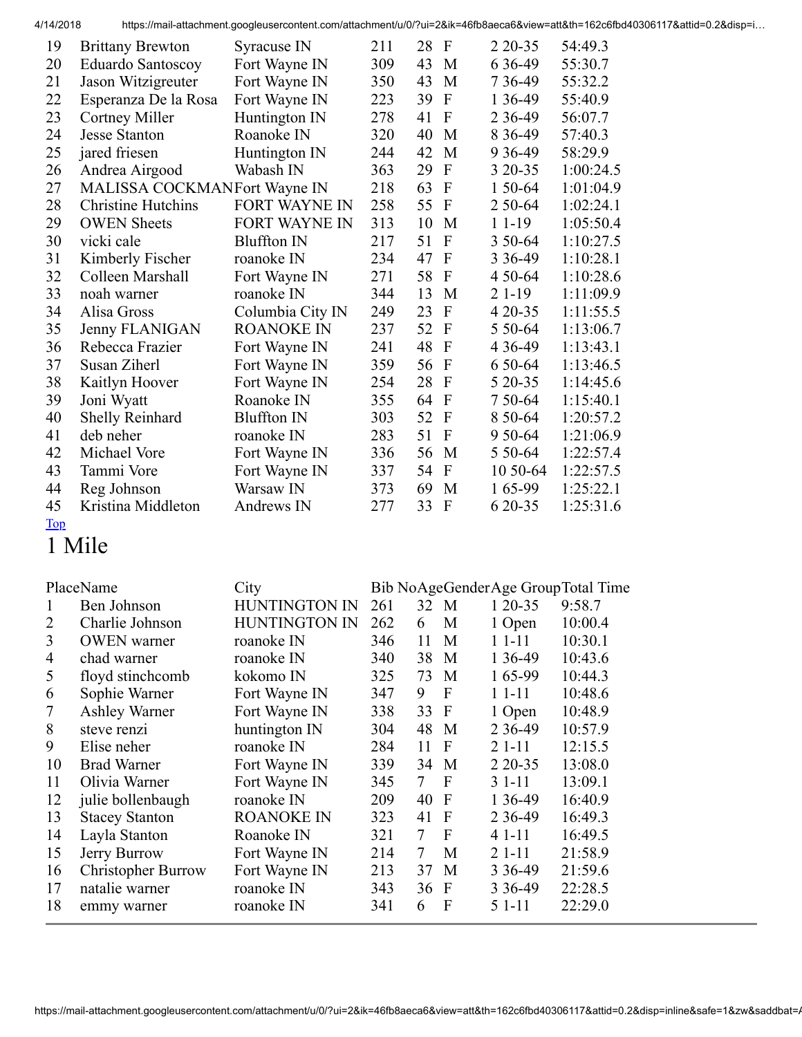| | | | | | | | |
|---|---|---|---|---|---|---|---|
| 19 | Brittany Brewton | Syracuse IN | 211 | 28 | F | 2 20-35 | 54:49.3 |
| 20 | Eduardo Santoscoy | Fort Wayne IN | 309 | 43 | M | 6 36-49 | 55:30.7 |
| 21 | Jason Witzigreuter | Fort Wayne IN | 350 | 43 | M | 7 36-49 | 55:32.2 |
| 22 | Esperanza De la Rosa | Fort Wayne IN | 223 | 39 | F | 1 36-49 | 55:40.9 |
| 23 | Cortney Miller | Huntington IN | 278 | 41 | F | 2 36-49 | 56:07.7 |
| 24 | Jesse Stanton | Roanoke IN | 320 | 40 | M | 8 36-49 | 57:40.3 |
| 25 | jared friesen | Huntington IN | 244 | 42 | M | 9 36-49 | 58:29.9 |
| 26 | Andrea Airgood | Wabash IN | 363 | 29 | F | 3 20-35 | 1:00:24.5 |
| 27 | MALISSA COCKMAN | Fort Wayne IN | 218 | 63 | F | 1 50-64 | 1:01:04.9 |
| 28 | Christine Hutchins | FORT WAYNE IN | 258 | 55 | F | 2 50-64 | 1:02:24.1 |
| 29 | OWEN Sheets | FORT WAYNE IN | 313 | 10 | M | 1 1-19 | 1:05:50.4 |
| 30 | vicki cale | Bluffton IN | 217 | 51 | F | 3 50-64 | 1:10:27.5 |
| 31 | Kimberly Fischer | roanoke IN | 234 | 47 | F | 3 36-49 | 1:10:28.1 |
| 32 | Colleen Marshall | Fort Wayne IN | 271 | 58 | F | 4 50-64 | 1:10:28.6 |
| 33 | noah warner | roanoke IN | 344 | 13 | M | 2 1-19 | 1:11:09.9 |
| 34 | Alisa Gross | Columbia City IN | 249 | 23 | F | 4 20-35 | 1:11:55.5 |
| 35 | Jenny FLANIGAN | ROANOKE IN | 237 | 52 | F | 5 50-64 | 1:13:06.7 |
| 36 | Rebecca Frazier | Fort Wayne IN | 241 | 48 | F | 4 36-49 | 1:13:43.1 |
| 37 | Susan Ziherl | Fort Wayne IN | 359 | 56 | F | 6 50-64 | 1:13:46.5 |
| 38 | Kaitlyn Hoover | Fort Wayne IN | 254 | 28 | F | 5 20-35 | 1:14:45.6 |
| 39 | Joni Wyatt | Roanoke IN | 355 | 64 | F | 7 50-64 | 1:15:40.1 |
| 40 | Shelly Reinhard | Bluffton IN | 303 | 52 | F | 8 50-64 | 1:20:57.2 |
| 41 | deb neher | roanoke IN | 283 | 51 | F | 9 50-64 | 1:21:06.9 |
| 42 | Michael Vore | Fort Wayne IN | 336 | 56 | M | 5 50-64 | 1:22:57.4 |
| 43 | Tammi Vore | Fort Wayne IN | 337 | 54 | F | 10 50-64 | 1:22:57.5 |
| 44 | Reg Johnson | Warsaw IN | 373 | 69 | M | 1 65-99 | 1:25:22.1 |
| 45 | Kristina Middleton | Andrews IN | 277 | 33 | F | 6 20-35 | 1:25:31.6 |

Top

# 1 Mile

| Place | Name | City | Bib No | Age | Gender | Age Group | Total Time |
|---|---|---|---|---|---|---|---|
| 1 | Ben Johnson | HUNTINGTON IN | 261 | 32 | M | 1 20-35 | 9:58.7 |
| 2 | Charlie Johnson | HUNTINGTON IN | 262 | 6 | M | 1 Open | 10:00.4 |
| 3 | OWEN warner | roanoke IN | 346 | 11 | M | 1 1-11 | 10:30.1 |
| 4 | chad warner | roanoke IN | 340 | 38 | M | 1 36-49 | 10:43.6 |
| 5 | floyd stinchcomb | kokomo IN | 325 | 73 | M | 1 65-99 | 10:44.3 |
| 6 | Sophie Warner | Fort Wayne IN | 347 | 9 | F | 1 1-11 | 10:48.6 |
| 7 | Ashley Warner | Fort Wayne IN | 338 | 33 | F | 1 Open | 10:48.9 |
| 8 | steve renzi | huntington IN | 304 | 48 | M | 2 36-49 | 10:57.9 |
| 9 | Elise neher | roanoke IN | 284 | 11 | F | 2 1-11 | 12:15.5 |
| 10 | Brad Warner | Fort Wayne IN | 339 | 34 | M | 2 20-35 | 13:08.0 |
| 11 | Olivia Warner | Fort Wayne IN | 345 | 7 | F | 3 1-11 | 13:09.1 |
| 12 | julie bollenbaugh | roanoke IN | 209 | 40 | F | 1 36-49 | 16:40.9 |
| 13 | Stacey Stanton | ROANOKE IN | 323 | 41 | F | 2 36-49 | 16:49.3 |
| 14 | Layla Stanton | Roanoke IN | 321 | 7 | F | 4 1-11 | 16:49.5 |
| 15 | Jerry Burrow | Fort Wayne IN | 214 | 7 | M | 2 1-11 | 21:58.9 |
| 16 | Christopher Burrow | Fort Wayne IN | 213 | 37 | M | 3 36-49 | 21:59.6 |
| 17 | natalie warner | roanoke IN | 343 | 36 | F | 3 36-49 | 22:28.5 |
| 18 | emmy warner | roanoke IN | 341 | 6 | F | 5 1-11 | 22:29.0 |